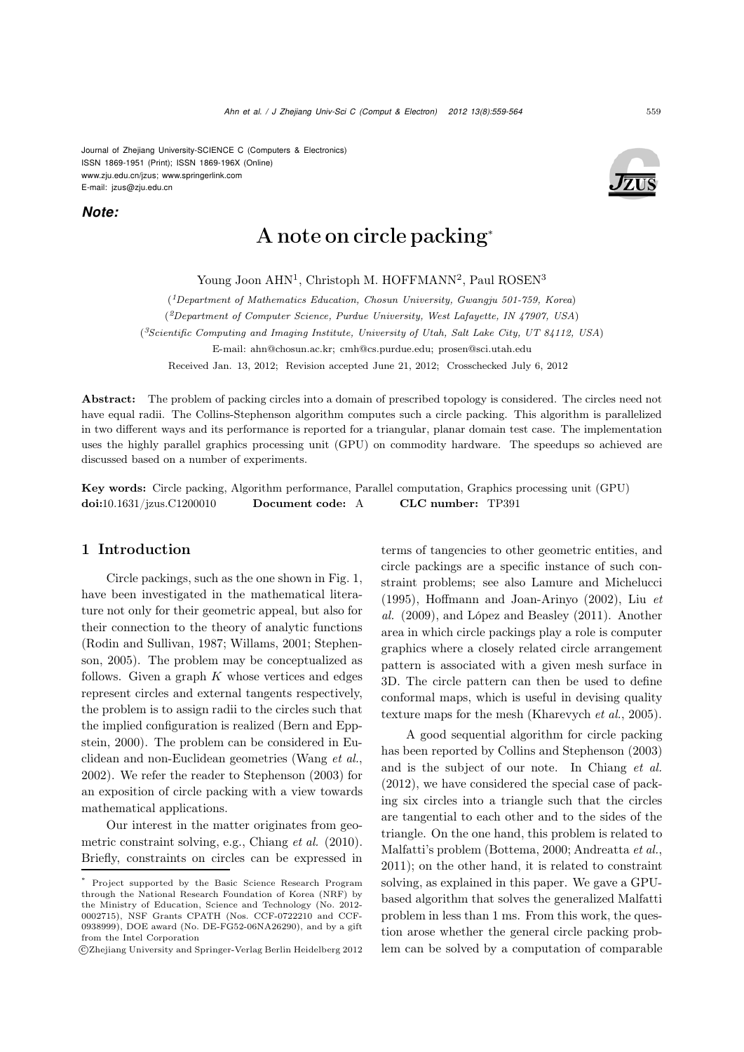Journal of Zhejiang University-SCIENCE C (Computers & Electronics)
ISSN 1869-1951 (Print); ISSN 1869-196X (Online)
www.zju.edu.cn/jzus; www.springerlink.com
E-mail: jzus@zju.edu.cn

***Note:***

# A note on circle packing*

Young Joon AHN[1], Christoph M. HOFFMANN[2], Paul ROSEN[3]

([1]*Department of Mathematics Education, Chosun University, Gwangju 501-759, Korea*)

([2]*Department of Computer Science, Purdue University, West Lafayette, IN 47907, USA*)

([3]*Scientific Computing and Imaging Institute, University of Utah, Salt Lake City, UT 84112, USA*)

E-mail: ahn@chosun.ac.kr; cmh@cs.purdue.edu; prosen@sci.utah.edu

Received Jan. 13, 2012; Revision accepted June 21, 2012; Crosschecked July 6, 2012

**Abstract:** The problem of packing circles into a domain of prescribed topology is considered. The circles need not have equal radii. The Collins-Stephenson algorithm computes such a circle packing. This algorithm is parallelized in two different ways and its performance is reported for a triangular, planar domain test case. The implementation uses the highly parallel graphics processing unit (GPU) on commodity hardware. The speedups so achieved are discussed based on a number of experiments.

**Key words:** Circle packing, Algorithm performance, Parallel computation, Graphics processing unit (GPU)
**doi:**10.1631/jzus.C1200010 **Document code:** A **CLC number:** TP391

## 1 Introduction

Circle packings, such as the one shown in Fig. 1, have been investigated in the mathematical literature not only for their geometric appeal, but also for their connection to the theory of analytic functions (Rodin and Sullivan, 1987; Willams, 2001; Stephenson, 2005). The problem may be conceptualized as follows. Given a graph $K$ whose vertices and edges represent circles and external tangents respectively, the problem is to assign radii to the circles such that the implied configuration is realized (Bern and Eppstein, 2000). The problem can be considered in Euclidean and non-Euclidean geometries (Wang *et al.*, 2002). We refer the reader to Stephenson (2003) for an exposition of circle packing with a view towards mathematical applications.

Our interest in the matter originates from geometric constraint solving, e.g., Chiang *et al.* (2010). Briefly, constraints on circles can be expressed in terms of tangencies to other geometric entities, and circle packings are a specific instance of such constraint problems; see also Lamure and Michelucci (1995), Hoffmann and Joan-Arinyo (2002), Liu *et al.* (2009), and López and Beasley (2011). Another area in which circle packings play a role is computer graphics where a closely related circle arrangement pattern is associated with a given mesh surface in 3D. The circle pattern can then be used to define conformal maps, which is useful in devising quality texture maps for the mesh (Kharevych *et al.*, 2005).

A good sequential algorithm for circle packing has been reported by Collins and Stephenson (2003) and is the subject of our note. In Chiang *et al.* (2012), we have considered the special case of packing six circles into a triangle such that the circles are tangential to each other and to the sides of the triangle. On the one hand, this problem is related to Malfatti's problem (Bottema, 2000; Andreatta *et al.*, 2011); on the other hand, it is related to constraint solving, as explained in this paper. We gave a GPU-based algorithm that solves the generalized Malfatti problem in less than 1 ms. From this work, the question arose whether the general circle packing problem can be solved by a computation of comparable

---

* Project supported by the Basic Science Research Program through the National Research Foundation of Korea (NRF) by the Ministry of Education, Science and Technology (No. 2012-0002715), NSF Grants CPATH (Nos. CCF-0722210 and CCF-0938999), DOE award (No. DE-FG52-06NA26290), and by a gift from the Intel Corporation

©Zhejiang University and Springer-Verlag Berlin Heidelberg 2012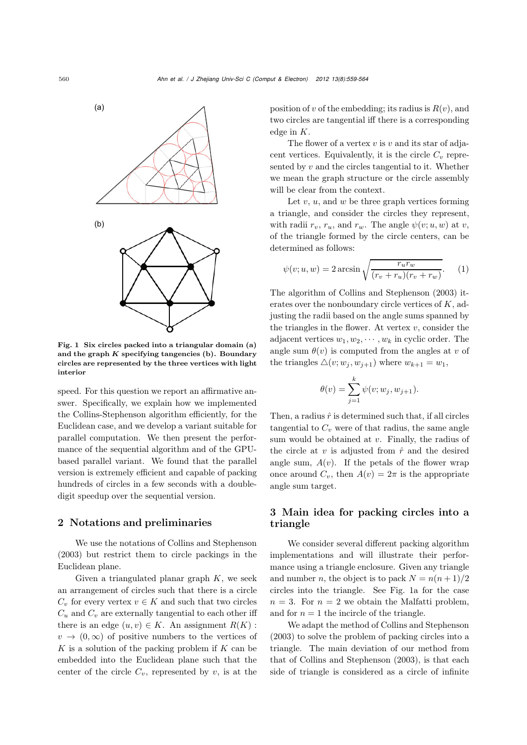Fig. 1 Six circles packed into a triangular domain (a) and the graph $K$ specifying tangencies (b). Boundary circles are represented by the three vertices with light interior

speed. For this question we report an affirmative answer. Specifically, we explain how we implemented the Collins-Stephenson algorithm efficiently, for the Euclidean case, and we develop a variant suitable for parallel computation. We then present the performance of the sequential algorithm and of the GPU-based parallel variant. We found that the parallel version is extremely efficient and capable of packing hundreds of circles in a few seconds with a double-digit speedup over the sequential version.

## 2 Notations and preliminaries

We use the notations of Collins and Stephenson (2003) but restrict them to circle packings in the Euclidean plane.

Given a triangulated planar graph $K$, we seek an arrangement of circles such that there is a circle $C_v$ for every vertex $v \in K$ and such that two circles $C_u$ and $C_v$ are externally tangential to each other iff there is an edge $(u, v) \in K$. An assignment $R(K)$ : $v \to (0, \infty)$ of positive numbers to the vertices of $K$ is a solution of the packing problem if $K$ can be embedded into the Euclidean plane such that the center of the circle $C_v$, represented by $v$, is at the position of $v$ of the embedding; its radius is $R(v)$, and two circles are tangential iff there is a corresponding edge in $K$.

The flower of a vertex $v$ is $v$ and its star of adjacent vertices. Equivalently, it is the circle $C_v$ represented by $v$ and the circles tangential to it. Whether we mean the graph structure or the circle assembly will be clear from the context.

Let $v$, $u$, and $w$ be three graph vertices forming a triangle, and consider the circles they represent, with radii $r_v$, $r_u$, and $r_w$. The angle $\psi(v; u, w)$ at $v$, of the triangle formed by the circle centers, can be determined as follows:

$$\psi(v; u, w) = 2 \arcsin \sqrt{\frac{r_u r_w}{(r_v + r_u)(r_v + r_w)}}. \quad (1)$$

The algorithm of Collins and Stephenson (2003) iterates over the nonboundary circle vertices of $K$, adjusting the radii based on the angle sums spanned by the triangles in the flower. At vertex $v$, consider the adjacent vertices $w_1, w_2, \cdots, w_k$ in cyclic order. The angle sum $\theta(v)$ is computed from the angles at $v$ of the triangles $\triangle(v; w_j, w_{j+1})$ where $w_{k+1} = w_1$,

$$\theta(v) = \sum_{j=1}^{k} \psi(v; w_j, w_{j+1}).$$

Then, a radius $\hat{r}$ is determined such that, if all circles tangential to $C_v$ were of that radius, the same angle sum would be obtained at $v$. Finally, the radius of the circle at $v$ is adjusted from $\hat{r}$ and the desired angle sum, $A(v)$. If the petals of the flower wrap once around $C_v$, then $A(v) = 2\pi$ is the appropriate angle sum target.

## 3 Main idea for packing circles into a triangle

We consider several different packing algorithm implementations and will illustrate their performance using a triangle enclosure. Given any triangle and number $n$, the object is to pack $N = n(n + 1)/2$ circles into the triangle. See Fig. 1a for the case $n = 3$. For $n = 2$ we obtain the Malfatti problem, and for $n = 1$ the incircle of the triangle.

We adapt the method of Collins and Stephenson (2003) to solve the problem of packing circles into a triangle. The main deviation of our method from that of Collins and Stephenson (2003), is that each side of triangle is considered as a circle of infinite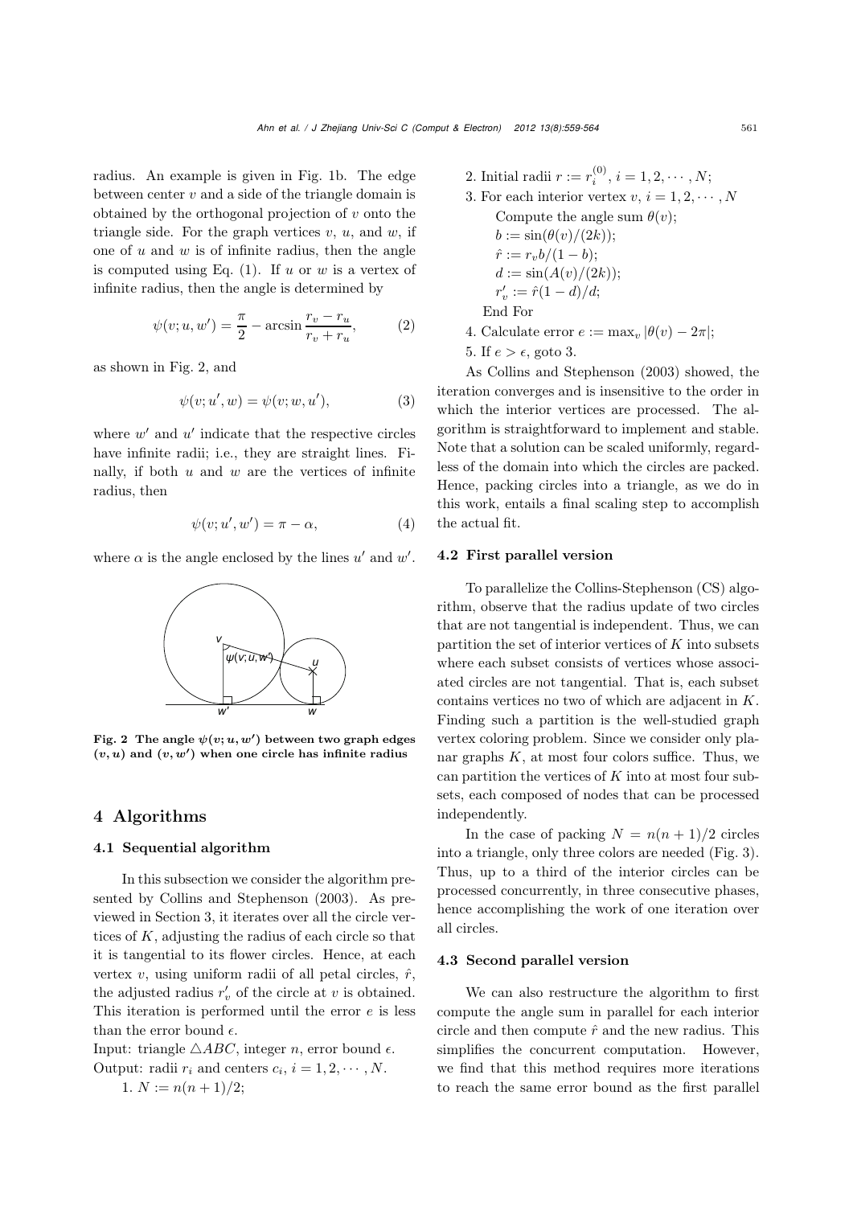radius. An example is given in Fig. 1b. The edge between center $v$ and a side of the triangle domain is obtained by the orthogonal projection of $v$ onto the triangle side. For the graph vertices $v$, $u$, and $w$, if one of $u$ and $w$ is of infinite radius, then the angle is computed using Eq. (1). If $u$ or $w$ is a vertex of infinite radius, then the angle is determined by

$$\psi(v; u, w') = \frac{\pi}{2} - \arcsin \frac{r_v - r_u}{r_v + r_u}, \tag{2}$$

as shown in Fig. 2, and

$$\psi(v; u', w) = \psi(v; w, u'), \tag{3}$$

where $w'$ and $u'$ indicate that the respective circles have infinite radii; i.e., they are straight lines. Finally, if both $u$ and $w$ are the vertices of infinite radius, then

$$\psi(v; u', w') = \pi - \alpha, \tag{4}$$

where $\alpha$ is the angle enclosed by the lines $u'$ and $w'$.

**Fig. 2 The angle $\psi(v; u, w')$ between two graph edges $(v, u)$ and $(v, w')$ when one circle has infinite radius**

## 4 Algorithms

### 4.1 Sequential algorithm

In this subsection we consider the algorithm presented by Collins and Stephenson (2003). As previewed in Section 3, it iterates over all the circle vertices of $K$, adjusting the radius of each circle so that it is tangential to its flower circles. Hence, at each vertex $v$, using uniform radii of all petal circles, $\hat{r}$, the adjusted radius $r'_v$ of the circle at $v$ is obtained. This iteration is performed until the error $e$ is less than the error bound $\epsilon$.

Input: triangle $\triangle ABC$, integer $n$, error bound $\epsilon$.
Output: radii $r_i$ and centers $c_i$, $i = 1, 2, \cdots, N$.

1. $N := n(n+1)/2$;
2. Initial radii $r := r_i^{(0)}$, $i = 1, 2, \cdots, N$;
3. For each interior vertex $v$, $i = 1, 2, \cdots, N$
   Compute the angle sum $\theta(v)$;
   $b := \sin(\theta(v)/(2k))$;
   $\hat{r} := r_v b/(1-b)$;
   $d := \sin(A(v)/(2k))$;
   $r'_v := \hat{r}(1-d)/d$;
   End For
4. Calculate error $e := \max_v |\theta(v) - 2\pi|$;
5. If $e > \epsilon$, goto 3.

As Collins and Stephenson (2003) showed, the iteration converges and is insensitive to the order in which the interior vertices are processed. The algorithm is straightforward to implement and stable. Note that a solution can be scaled uniformly, regardless of the domain into which the circles are packed. Hence, packing circles into a triangle, as we do in this work, entails a final scaling step to accomplish the actual fit.

### 4.2 First parallel version

To parallelize the Collins-Stephenson (CS) algorithm, observe that the radius update of two circles that are not tangential is independent. Thus, we can partition the set of interior vertices of $K$ into subsets where each subset consists of vertices whose associated circles are not tangential. That is, each subset contains vertices no two of which are adjacent in $K$. Finding such a partition is the well-studied graph vertex coloring problem. Since we consider only planar graphs $K$, at most four colors suffice. Thus, we can partition the vertices of $K$ into at most four subsets, each composed of nodes that can be processed independently.

In the case of packing $N = n(n+1)/2$ circles into a triangle, only three colors are needed (Fig. 3). Thus, up to a third of the interior circles can be processed concurrently, in three consecutive phases, hence accomplishing the work of one iteration over all circles.

### 4.3 Second parallel version

We can also restructure the algorithm to first compute the angle sum in parallel for each interior circle and then compute $\hat{r}$ and the new radius. This simplifies the concurrent computation. However, we find that this method requires more iterations to reach the same error bound as the first parallel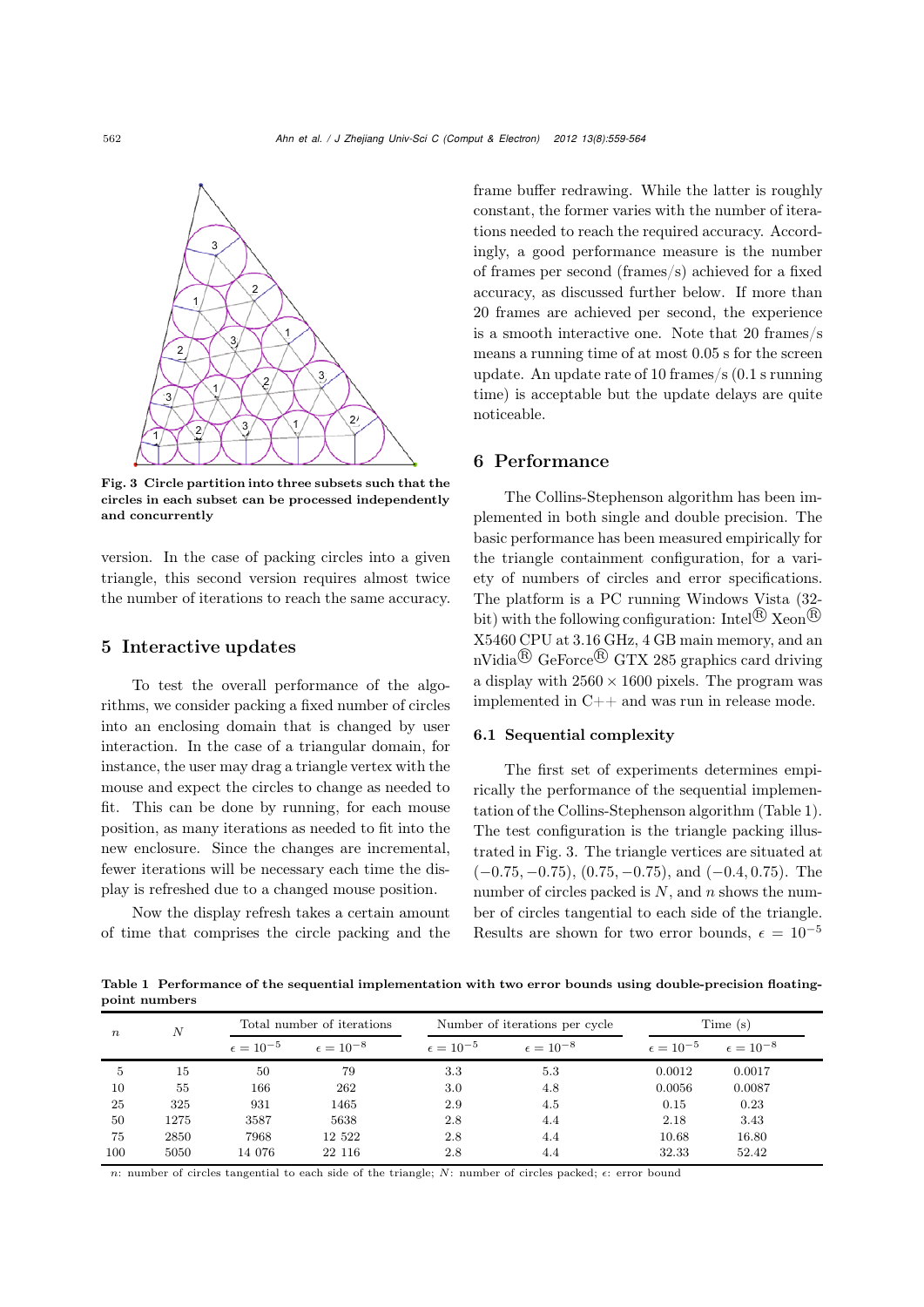Fig. 3 Circle partition into three subsets such that the circles in each subset can be processed independently and concurrently

version. In the case of packing circles into a given triangle, this second version requires almost twice the number of iterations to reach the same accuracy.

## 5 Interactive updates

To test the overall performance of the algorithms, we consider packing a fixed number of circles into an enclosing domain that is changed by user interaction. In the case of a triangular domain, for instance, the user may drag a triangle vertex with the mouse and expect the circles to change as needed to fit. This can be done by running, for each mouse position, as many iterations as needed to fit into the new enclosure. Since the changes are incremental, fewer iterations will be necessary each time the display is refreshed due to a changed mouse position.

Now the display refresh takes a certain amount of time that comprises the circle packing and the frame buffer redrawing. While the latter is roughly constant, the former varies with the number of iterations needed to reach the required accuracy. Accordingly, a good performance measure is the number of frames per second (frames/s) achieved for a fixed accuracy, as discussed further below. If more than 20 frames are achieved per second, the experience is a smooth interactive one. Note that 20 frames/s means a running time of at most 0.05 s for the screen update. An update rate of 10 frames/s (0.1 s running time) is acceptable but the update delays are quite noticeable.

## 6 Performance

The Collins-Stephenson algorithm has been implemented in both single and double precision. The basic performance has been measured empirically for the triangle containment configuration, for a variety of numbers of circles and error specifications. The platform is a PC running Windows Vista (32-bit) with the following configuration: Intel® Xeon® X5460 CPU at 3.16 GHz, 4 GB main memory, and an nVidia® GeForce® GTX 285 graphics card driving a display with $2560 \times 1600$ pixels. The program was implemented in C++ and was run in release mode.

### 6.1 Sequential complexity

The first set of experiments determines empirically the performance of the sequential implementation of the Collins-Stephenson algorithm (Table 1). The test configuration is the triangle packing illustrated in Fig. 3. The triangle vertices are situated at $(-0.75, -0.75)$, $(0.75, -0.75)$, and $(-0.4, 0.75)$. The number of circles packed is $N$, and $n$ shows the number of circles tangential to each side of the triangle. Results are shown for two error bounds, $\epsilon = 10^{-5}$

Table 1 Performance of the sequential implementation with two error bounds using double-precision floating-point numbers

| $n$ | $N$ | Total number of iterations | | Number of iterations per cycle | | Time (s) | |
|---|---|---|---|---|---|---|---|
| | | $\epsilon = 10^{-5}$ | $\epsilon = 10^{-8}$ | $\epsilon = 10^{-5}$ | $\epsilon = 10^{-8}$ | $\epsilon = 10^{-5}$ | $\epsilon = 10^{-8}$ |
| 5 | 15 | 50 | 79 | 3.3 | 5.3 | 0.0012 | 0.0017 |
| 10 | 55 | 166 | 262 | 3.0 | 4.8 | 0.0056 | 0.0087 |
| 25 | 325 | 931 | 1465 | 2.9 | 4.5 | 0.15 | 0.23 |
| 50 | 1275 | 3587 | 5638 | 2.8 | 4.4 | 2.18 | 3.43 |
| 75 | 2850 | 7968 | 12 522 | 2.8 | 4.4 | 10.68 | 16.80 |
| 100 | 5050 | 14 076 | 22 116 | 2.8 | 4.4 | 32.33 | 52.42 |

$n$: number of circles tangential to each side of the triangle; $N$: number of circles packed; $\epsilon$: error bound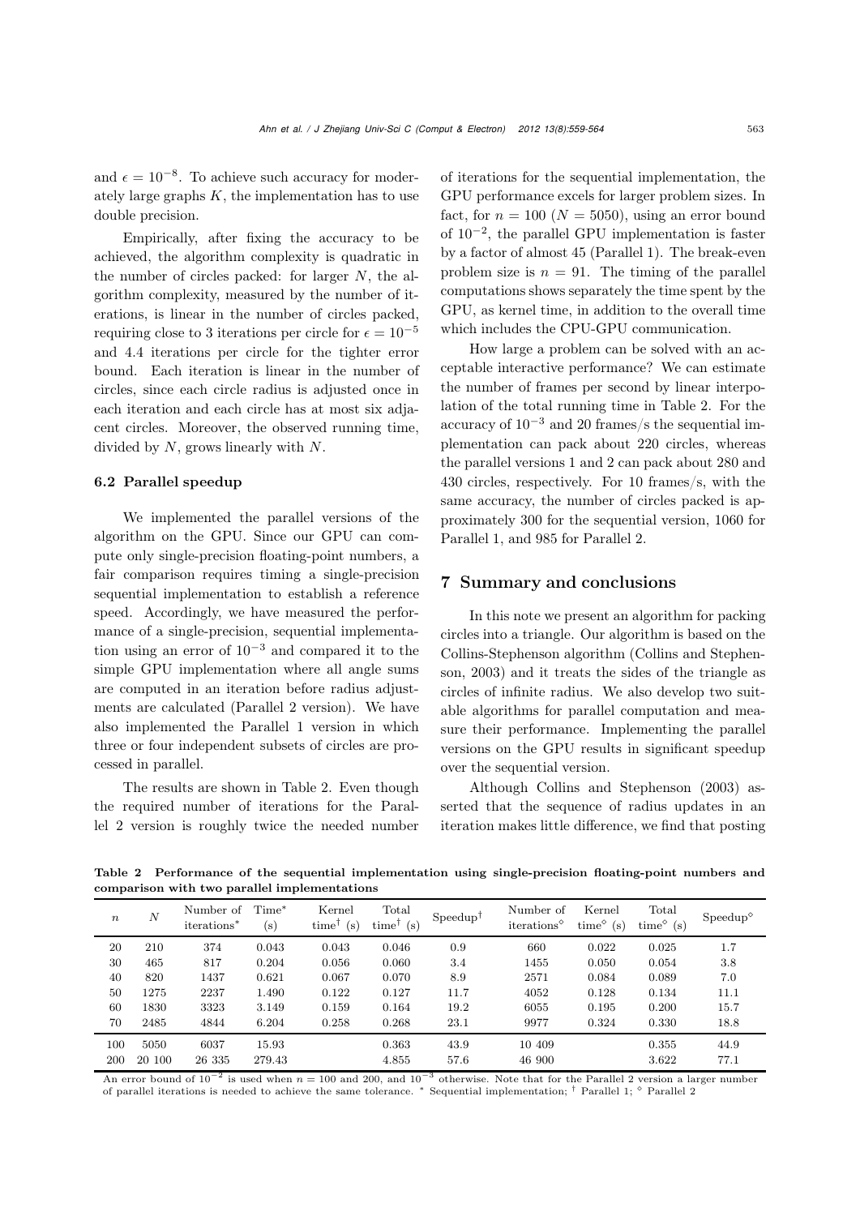and $\epsilon = 10^{-8}$. To achieve such accuracy for moderately large graphs $K$, the implementation has to use double precision.

Empirically, after fixing the accuracy to be achieved, the algorithm complexity is quadratic in the number of circles packed: for larger $N$, the algorithm complexity, measured by the number of iterations, is linear in the number of circles packed, requiring close to 3 iterations per circle for $\epsilon = 10^{-5}$ and 4.4 iterations per circle for the tighter error bound. Each iteration is linear in the number of circles, since each circle radius is adjusted once in each iteration and each circle has at most six adjacent circles. Moreover, the observed running time, divided by $N$, grows linearly with $N$.

### 6.2 Parallel speedup

We implemented the parallel versions of the algorithm on the GPU. Since our GPU can compute only single-precision floating-point numbers, a fair comparison requires timing a single-precision sequential implementation to establish a reference speed. Accordingly, we have measured the performance of a single-precision, sequential implementation using an error of $10^{-3}$ and compared it to the simple GPU implementation where all angle sums are computed in an iteration before radius adjustments are calculated (Parallel 2 version). We have also implemented the Parallel 1 version in which three or four independent subsets of circles are processed in parallel.

The results are shown in Table 2. Even though the required number of iterations for the Parallel 2 version is roughly twice the needed number of iterations for the sequential implementation, the GPU performance excels for larger problem sizes. In fact, for $n = 100$ ($N = 5050$), using an error bound of $10^{-2}$, the parallel GPU implementation is faster by a factor of almost 45 (Parallel 1). The break-even problem size is $n = 91$. The timing of the parallel computations shows separately the time spent by the GPU, as kernel time, in addition to the overall time which includes the CPU-GPU communication.

How large a problem can be solved with an acceptable interactive performance? We can estimate the number of frames per second by linear interpolation of the total running time in Table 2. For the accuracy of $10^{-3}$ and 20 frames/s the sequential implementation can pack about 220 circles, whereas the parallel versions 1 and 2 can pack about 280 and 430 circles, respectively. For 10 frames/s, with the same accuracy, the number of circles packed is approximately 300 for the sequential version, 1060 for Parallel 1, and 985 for Parallel 2.

## 7 Summary and conclusions

In this note we present an algorithm for packing circles into a triangle. Our algorithm is based on the Collins-Stephenson algorithm (Collins and Stephenson, 2003) and it treats the sides of the triangle as circles of infinite radius. We also develop two suitable algorithms for parallel computation and measure their performance. Implementing the parallel versions on the GPU results in significant speedup over the sequential version.

Although Collins and Stephenson (2003) asserted that the sequence of radius updates in an iteration makes little difference, we find that posting

**Table 2 Performance of the sequential implementation using single-precision floating-point numbers and comparison with two parallel implementations**

| $n$ | $N$ | Number of iterations* | Time* (s) | Kernel time† (s) | Total time† (s) | Speedup† | Number of iterations◇ | Kernel time◇ (s) | Total time◇ (s) | Speedup◇ |
|---|---|---|---|---|---|---|---|---|---|---|
| 20 | 210 | 374 | 0.043 | 0.043 | 0.046 | 0.9 | 660 | 0.022 | 0.025 | 1.7 |
| 30 | 465 | 817 | 0.204 | 0.056 | 0.060 | 3.4 | 1455 | 0.050 | 0.054 | 3.8 |
| 40 | 820 | 1437 | 0.621 | 0.067 | 0.070 | 8.9 | 2571 | 0.084 | 0.089 | 7.0 |
| 50 | 1275 | 2237 | 1.490 | 0.122 | 0.127 | 11.7 | 4052 | 0.128 | 0.134 | 11.1 |
| 60 | 1830 | 3323 | 3.149 | 0.159 | 0.164 | 19.2 | 6055 | 0.195 | 0.200 | 15.7 |
| 70 | 2485 | 4844 | 6.204 | 0.258 | 0.268 | 23.1 | 9977 | 0.324 | 0.330 | 18.8 |
| 100 | 5050 | 6037 | 15.93 | | 0.363 | 43.9 | 10 409 | | 0.355 | 44.9 |
| 200 | 20 100 | 26 335 | 279.43 | | 4.855 | 57.6 | 46 900 | | 3.622 | 77.1 |

An error bound of $10^{-2}$ is used when $n = 100$ and 200, and $10^{-3}$ otherwise. Note that for the Parallel 2 version a larger number of parallel iterations is needed to achieve the same tolerance. * Sequential implementation; † Parallel 1; ◇ Parallel 2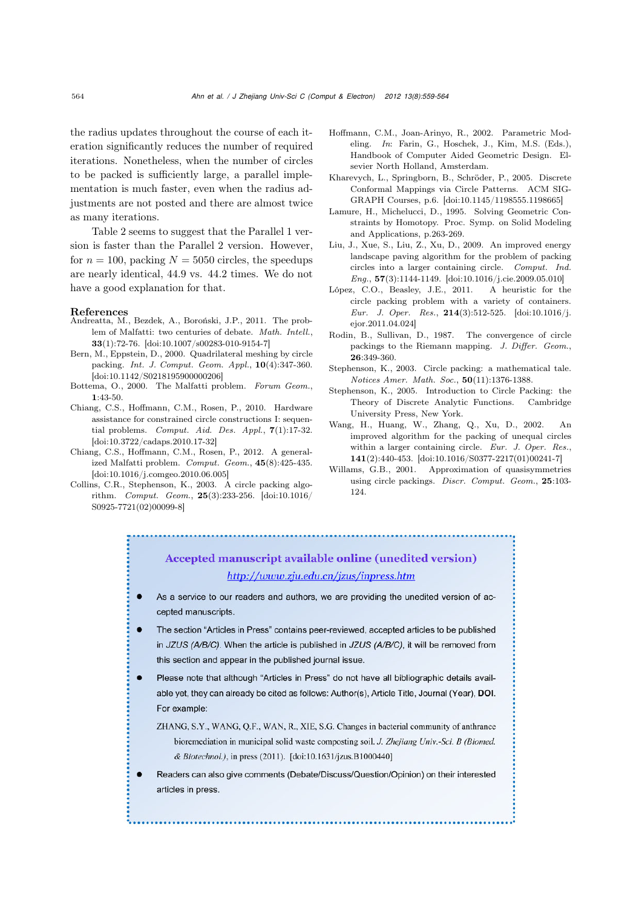the radius updates throughout the course of each iteration significantly reduces the number of required iterations. Nonetheless, when the number of circles to be packed is sufficiently large, a parallel implementation is much faster, even when the radius adjustments are not posted and there are almost twice as many iterations.

Table 2 seems to suggest that the Parallel 1 version is faster than the Parallel 2 version. However, for $n = 100$, packing $N = 5050$ circles, the speedups are nearly identical, 44.9 vs. 44.2 times. We do not have a good explanation for that.

## References

Andreatta, M., Bezdek, A., Boroński, J.P., 2011. The problem of Malfatti: two centuries of debate. *Math. Intell.*, **33**(1):72-76. [doi:10.1007/s00283-010-9154-7]

Bern, M., Eppstein, D., 2000. Quadrilateral meshing by circle packing. *Int. J. Comput. Geom. Appl.*, **10**(4):347-360. [doi:10.1142/S0218195900000206]

Bottema, O., 2000. The Malfatti problem. *Forum Geom.*, **1**:43-50.

Chiang, C.S., Hoffmann, C.M., Rosen, P., 2010. Hardware assistance for constrained circle constructions I: sequential problems. *Comput. Aid. Des. Appl.*, **7**(1):17-32. [doi:10.3722/cadaps.2010.17-32]

Chiang, C.S., Hoffmann, C.M., Rosen, P., 2012. A generalized Malfatti problem. *Comput. Geom.*, **45**(8):425-435. [doi:10.1016/j.comgeo.2010.06.005]

Collins, C.R., Stephenson, K., 2003. A circle packing algorithm. *Comput. Geom.*, **25**(3):233-256. [doi:10.1016/S0925-7721(02)00099-8]

Hoffmann, C.M., Joan-Arinyo, R., 2002. Parametric Modeling. *In*: Farin, G., Hoschek, J., Kim, M.S. (Eds.), Handbook of Computer Aided Geometric Design. Elsevier North Holland, Amsterdam.

Kharevych, L., Springborn, B., Schröder, P., 2005. Discrete Conformal Mappings via Circle Patterns. ACM SIGGRAPH Courses, p.6. [doi:10.1145/1198555.1198665]

Lamure, H., Michelucci, D., 1995. Solving Geometric Constraints by Homotopy. Proc. Symp. on Solid Modeling and Applications, p.263-269.

Liu, J., Xue, S., Liu, Z., Xu, D., 2009. An improved energy landscape paving algorithm for the problem of packing circles into a larger containing circle. *Comput. Ind. Eng.*, **57**(3):1144-1149. [doi:10.1016/j.cie.2009.05.010]

López, C.O., Beasley, J.E., 2011. A heuristic for the circle packing problem with a variety of containers. *Eur. J. Oper. Res.*, **214**(3):512-525. [doi:10.1016/j.ejor.2011.04.024]

Rodin, B., Sullivan, D., 1987. The convergence of circle packings to the Riemann mapping. *J. Differ. Geom.*, **26**:349-360.

Stephenson, K., 2003. Circle packing: a mathematical tale. *Notices Amer. Math. Soc.*, **50**(11):1376-1388.

Stephenson, K., 2005. Introduction to Circle Packing: the Theory of Discrete Analytic Functions. Cambridge University Press, New York.

Wang, H., Huang, W., Zhang, Q., Xu, D., 2002. An improved algorithm for the packing of unequal circles within a larger containing circle. *Eur. J. Oper. Res.*, **141**(2):440-453. [doi:10.1016/S0377-2217(01)00241-7]

Willams, G.B., 2001. Approximation of quasisymmetries using circle packings. *Discr. Comput. Geom.*, **25**:103-124.

---

**Accepted manuscript available online (unedited version)**

http://www.zju.edu.cn/jzus/inpress.htm

- As a service to our readers and authors, we are providing the unedited version of accepted manuscripts.
- The section "Articles in Press" contains peer-reviewed, accepted articles to be published in *JZUS (A/B/C)*. When the article is published in *JZUS (A/B/C)*, it will be removed from this section and appear in the published journal issue.
- Please note that although "Articles in Press" do not have all bibliographic details available yet, they can already be cited as follows: Author(s), Article Title, Journal (Year), **DOI**. For example:

  ZHANG, S.Y., WANG, Q.F., WAN, R., XIE, S.G. Changes in bacterial community of anthrance bioremediation in municipal solid waste composting soil. *J. Zhejiang Univ.-Sci. B (Biomed. & Biotechnol.)*, in press (2011). [doi:10.1631/jzus.B1000440]

- Readers can also give comments (Debate/Discuss/Question/Opinion) on their interested articles in press.